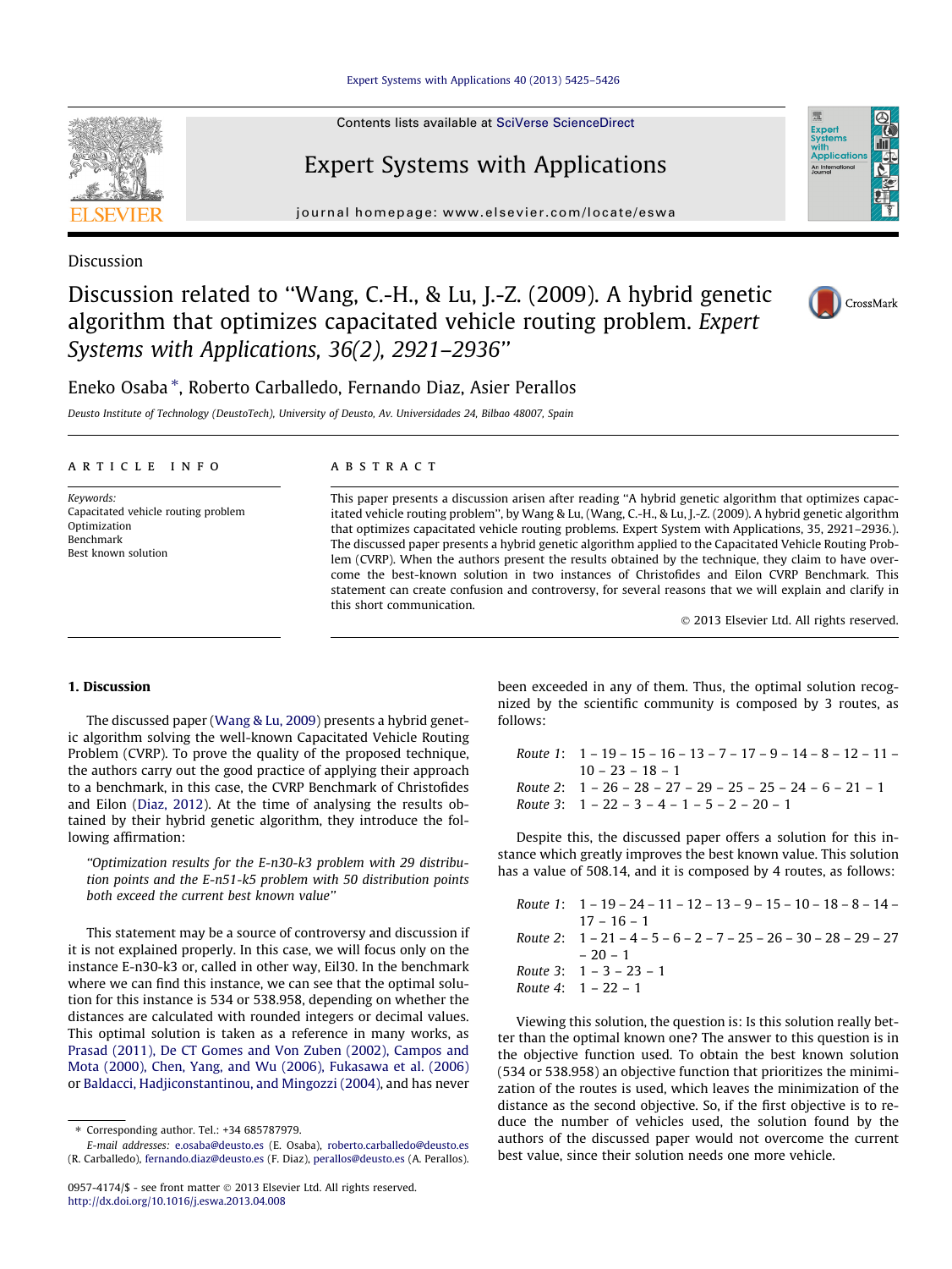Discussion

# Discussion related to "Wang, C.-H., & Lu, J.-Z. (2009). A hybrid genetic algorithm that optimizes capacitated vehicle routing problem. *Expert Systems with Applications, 36(2), 2921–2936*"

Eneko Osaba *, Roberto Carballedo, Fernando Diaz, Asier Perallos

*Deusto Institute of Technology (DeustoTech), University of Deusto, Av. Universidades 24, Bilbao 48007, Spain*

**ARTICLE INFO**

*Keywords:*
Capacitated vehicle routing problem
Optimization
Benchmark
Best known solution

**ABSTRACT**

This paper presents a discussion arisen after reading "A hybrid genetic algorithm that optimizes capacitated vehicle routing problem", by Wang & Lu, (Wang, C.-H., & Lu, J.-Z. (2009). A hybrid genetic algorithm that optimizes capacitated vehicle routing problems. Expert System with Applications, 35, 2921–2936.). The discussed paper presents a hybrid genetic algorithm applied to the Capacitated Vehicle Routing Problem (CVRP). When the authors present the results obtained by the technique, they claim to have overcome the best-known solution in two instances of Christofides and Eilon CVRP Benchmark. This statement can create confusion and controversy, for several reasons that we will explain and clarify in this short communication.

© 2013 Elsevier Ltd. All rights reserved.

## 1. Discussion

The discussed paper (Wang & Lu, 2009) presents a hybrid genetic algorithm solving the well-known Capacitated Vehicle Routing Problem (CVRP). To prove the quality of the proposed technique, the authors carry out the good practice of applying their approach to a benchmark, in this case, the CVRP Benchmark of Christofides and Eilon (Diaz, 2012). At the time of analysing the results obtained by their hybrid genetic algorithm, they introduce the following affirmation:

> *"Optimization results for the E-n30-k3 problem with 29 distribution points and the E-n51-k5 problem with 50 distribution points both exceed the current best known value"*

This statement may be a source of controversy and discussion if it is not explained properly. In this case, we will focus only on the instance E-n30-k3 or, called in other way, Eil30. In the benchmark where we can find this instance, we can see that the optimal solution for this instance is 534 or 538.958, depending on whether the distances are calculated with rounded integers or decimal values. This optimal solution is taken as a reference in many works, as Prasad (2011), De CT Gomes and Von Zuben (2002), Campos and Mota (2000), Chen, Yang, and Wu (2006), Fukasawa et al. (2006) or Baldacci, Hadjiconstantinou, and Mingozzi (2004), and has never been exceeded in any of them. Thus, the optimal solution recognized by the scientific community is composed by 3 routes, as follows:

*Route 1*: 1 – 19 – 15 – 16 – 13 – 7 – 17 – 9 – 14 – 8 – 12 – 11 – 10 – 23 – 18 – 1
*Route 2*: 1 – 26 – 28 – 27 – 29 – 25 – 25 – 24 – 6 – 21 – 1
*Route 3*: 1 – 22 – 3 – 4 – 1 – 5 – 2 – 20 – 1

Despite this, the discussed paper offers a solution for this instance which greatly improves the best known value. This solution has a value of 508.14, and it is composed by 4 routes, as follows:

*Route 1*: 1 – 19 – 24 – 11 – 12 – 13 – 9 – 15 – 10 – 18 – 8 – 14 – 17 – 16 – 1
*Route 2*: 1 – 21 – 4 – 5 – 6 – 2 – 7 – 25 – 26 – 30 – 28 – 29 – 27 – 20 – 1
*Route 3*: 1 – 3 – 23 – 1
*Route 4*: 1 – 22 – 1

Viewing this solution, the question is: Is this solution really better than the optimal known one? The answer to this question is in the objective function used. To obtain the best known solution (534 or 538.958) an objective function that prioritizes the minimization of the routes is used, which leaves the minimization of the distance as the second objective. So, if the first objective is to reduce the number of vehicles used, the solution found by the authors of the discussed paper would not overcome the current best value, since their solution needs one more vehicle.

---

* Corresponding author. Tel.: +34 685787979.
*E-mail addresses:* e.osaba@deusto.es (E. Osaba), roberto.carballedo@deusto.es (R. Carballedo), fernando.diaz@deusto.es (F. Diaz), perallos@deusto.es (A. Perallos).

0957-4174/$ - see front matter © 2013 Elsevier Ltd. All rights reserved.
http://dx.doi.org/10.1016/j.eswa.2013.04.008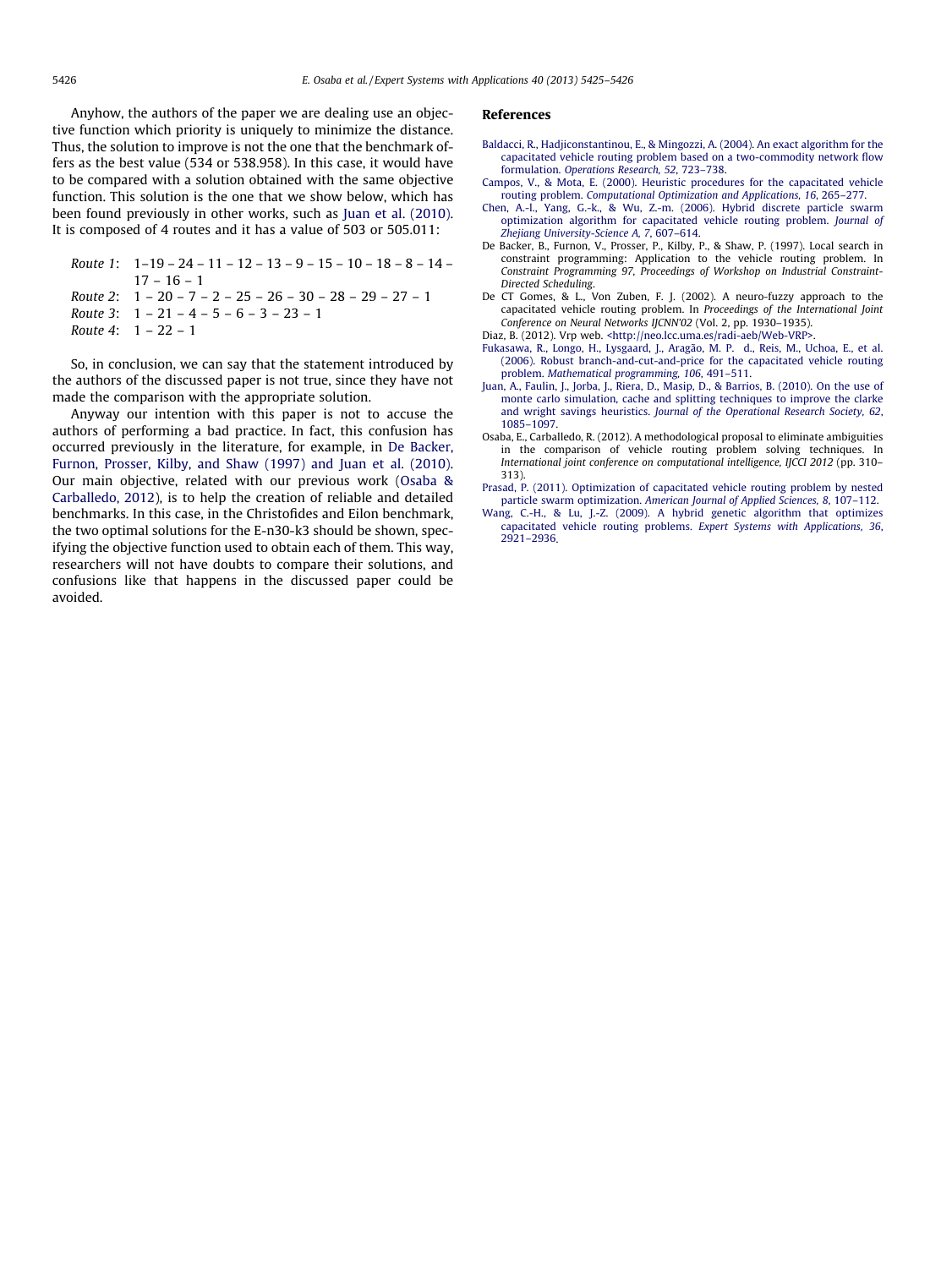Anyhow, the authors of the paper we are dealing use an objective function which priority is uniquely to minimize the distance. Thus, the solution to improve is not the one that the benchmark offers as the best value (534 or 538.958). In this case, it would have to be compared with a solution obtained with the same objective function. This solution is the one that we show below, which has been found previously in other works, such as Juan et al. (2010). It is composed of 4 routes and it has a value of 503 or 505.011:

*Route 1*: 1–19 – 24 – 11 – 12 – 13 – 9 – 15 – 10 – 18 – 8 – 14 – 17 – 16 – 1
*Route 2*: 1 – 20 – 7 – 2 – 25 – 26 – 30 – 28 – 29 – 27 – 1
*Route 3*: 1 – 21 – 4 – 5 – 6 – 3 – 23 – 1
*Route 4*: 1 – 22 – 1

So, in conclusion, we can say that the statement introduced by the authors of the discussed paper is not true, since they have not made the comparison with the appropriate solution.

Anyway our intention with this paper is not to accuse the authors of performing a bad practice. In fact, this confusion has occurred previously in the literature, for example, in De Backer, Furnon, Prosser, Kilby, and Shaw (1997) and Juan et al. (2010). Our main objective, related with our previous work (Osaba & Carballedo, 2012), is to help the creation of reliable and detailed benchmarks. In this case, in the Christofides and Eilon benchmark, the two optimal solutions for the E-n30-k3 should be shown, specifying the objective function used to obtain each of them. This way, researchers will not have doubts to compare their solutions, and confusions like that happens in the discussed paper could be avoided.

## References

Baldacci, R., Hadjiconstantinou, E., & Mingozzi, A. (2004). An exact algorithm for the capacitated vehicle routing problem based on a two-commodity network flow formulation. *Operations Research, 52*, 723–738.

Campos, V., & Mota, E. (2000). Heuristic procedures for the capacitated vehicle routing problem. *Computational Optimization and Applications, 16*, 265–277.

Chen, A.-l., Yang, G.-k., & Wu, Z.-m. (2006). Hybrid discrete particle swarm optimization algorithm for capacitated vehicle routing problem. *Journal of Zhejiang University-Science A, 7*, 607–614.

De Backer, B., Furnon, V., Prosser, P., Kilby, P., & Shaw, P. (1997). Local search in constraint programming: Application to the vehicle routing problem. In *Constraint Programming 97, Proceedings of Workshop on Industrial Constraint-Directed Scheduling*.

De CT Gomes, & L., Von Zuben, F. J. (2002). A neuro-fuzzy approach to the capacitated vehicle routing problem. In *Proceedings of the International Joint Conference on Neural Networks IJCNN'02* (Vol. 2, pp. 1930–1935).

Diaz, B. (2012). Vrp web. <http://neo.lcc.uma.es/radi-aeb/Web-VRP>.

Fukasawa, R., Longo, H., Lysgaard, J., Aragão, M. P. d., Reis, M., Uchoa, E., et al. (2006). Robust branch-and-cut-and-price for the capacitated vehicle routing problem. *Mathematical programming, 106*, 491–511.

Juan, A., Faulin, J., Jorba, J., Riera, D., Masip, D., & Barrios, B. (2010). On the use of monte carlo simulation, cache and splitting techniques to improve the clarke and wright savings heuristics. *Journal of the Operational Research Society, 62*, 1085–1097.

Osaba, E., Carballedo, R. (2012). A methodological proposal to eliminate ambiguities in the comparison of vehicle routing problem solving techniques. In *International joint conference on computational intelligence, IJCCI 2012* (pp. 310–313).

Prasad, P. (2011). Optimization of capacitated vehicle routing problem by nested particle swarm optimization. *American Journal of Applied Sciences, 8*, 107–112.

Wang, C.-H., & Lu, J.-Z. (2009). A hybrid genetic algorithm that optimizes capacitated vehicle routing problems. *Expert Systems with Applications, 36*, 2921–2936.